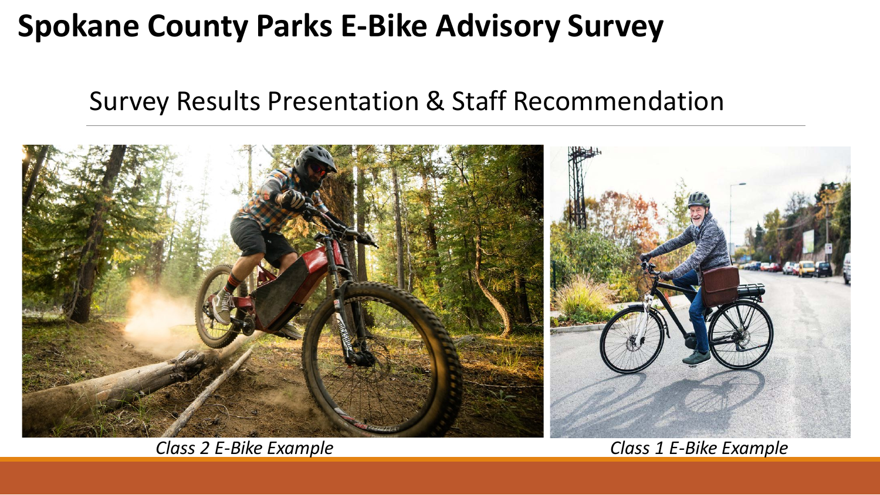# Spokane County Parks E-Bike Advisory Survey

## Survey Results Presentation & Staff Recommendation

*Class 2 E-Bike Example*

*Class 1 E-Bike Example*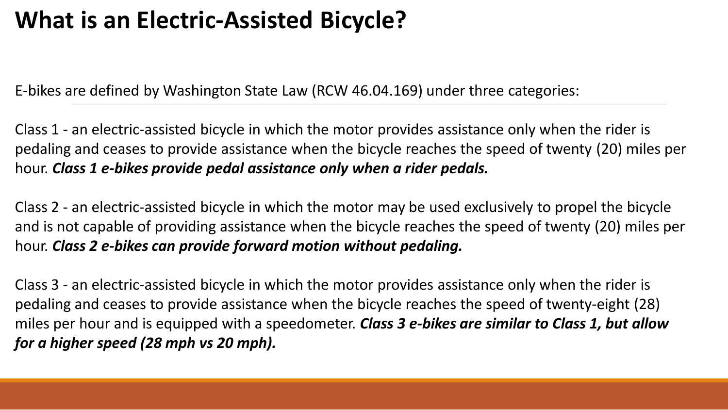# What is an Electric-Assisted Bicycle?

E-bikes are defined by Washington State Law (RCW 46.04.169) under three categories:

Class 1 - an electric-assisted bicycle in which the motor provides assistance only when the rider is pedaling and ceases to provide assistance when the bicycle reaches the speed of twenty (20) miles per hour. ***Class 1 e-bikes provide pedal assistance only when a rider pedals.***

Class 2 - an electric-assisted bicycle in which the motor may be used exclusively to propel the bicycle and is not capable of providing assistance when the bicycle reaches the speed of twenty (20) miles per hour. ***Class 2 e-bikes can provide forward motion without pedaling.***

Class 3 - an electric-assisted bicycle in which the motor provides assistance only when the rider is pedaling and ceases to provide assistance when the bicycle reaches the speed of twenty-eight (28) miles per hour and is equipped with a speedometer. ***Class 3 e-bikes are similar to Class 1, but allow for a higher speed (28 mph vs 20 mph).***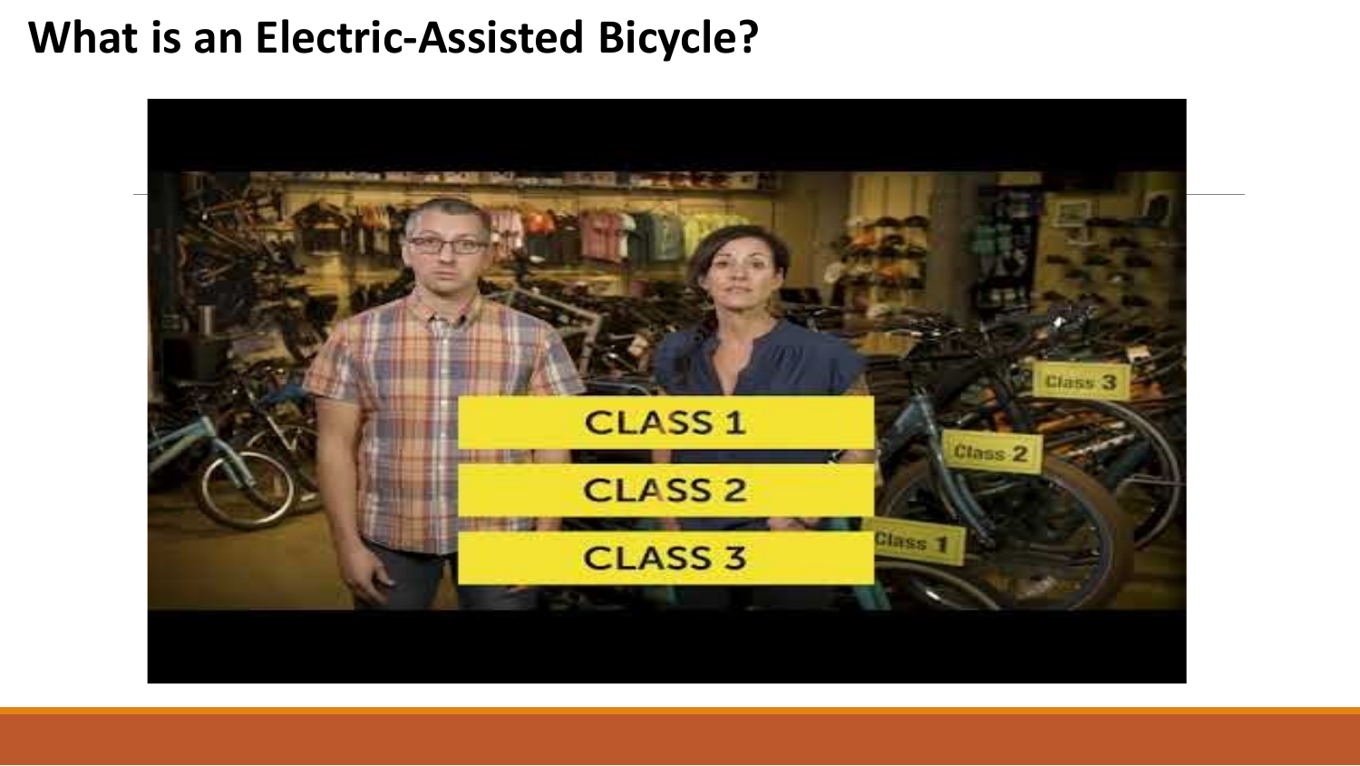# What is an Electric-Assisted Bicycle?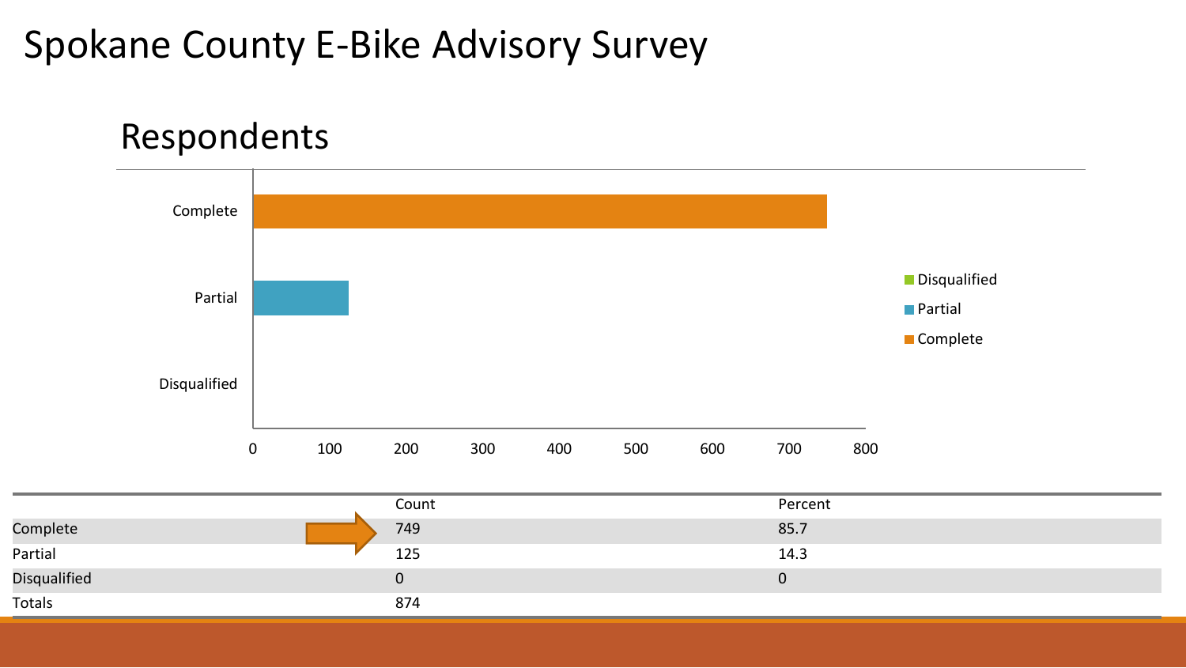# Spokane County E-Bike Advisory Survey

## Respondents

| | Count | Percent |
|---|---|---|
| Complete | 749 | 85.7 |
| Partial | 125 | 14.3 |
| Disqualified | 0 | 0 |
| Totals | 874 | |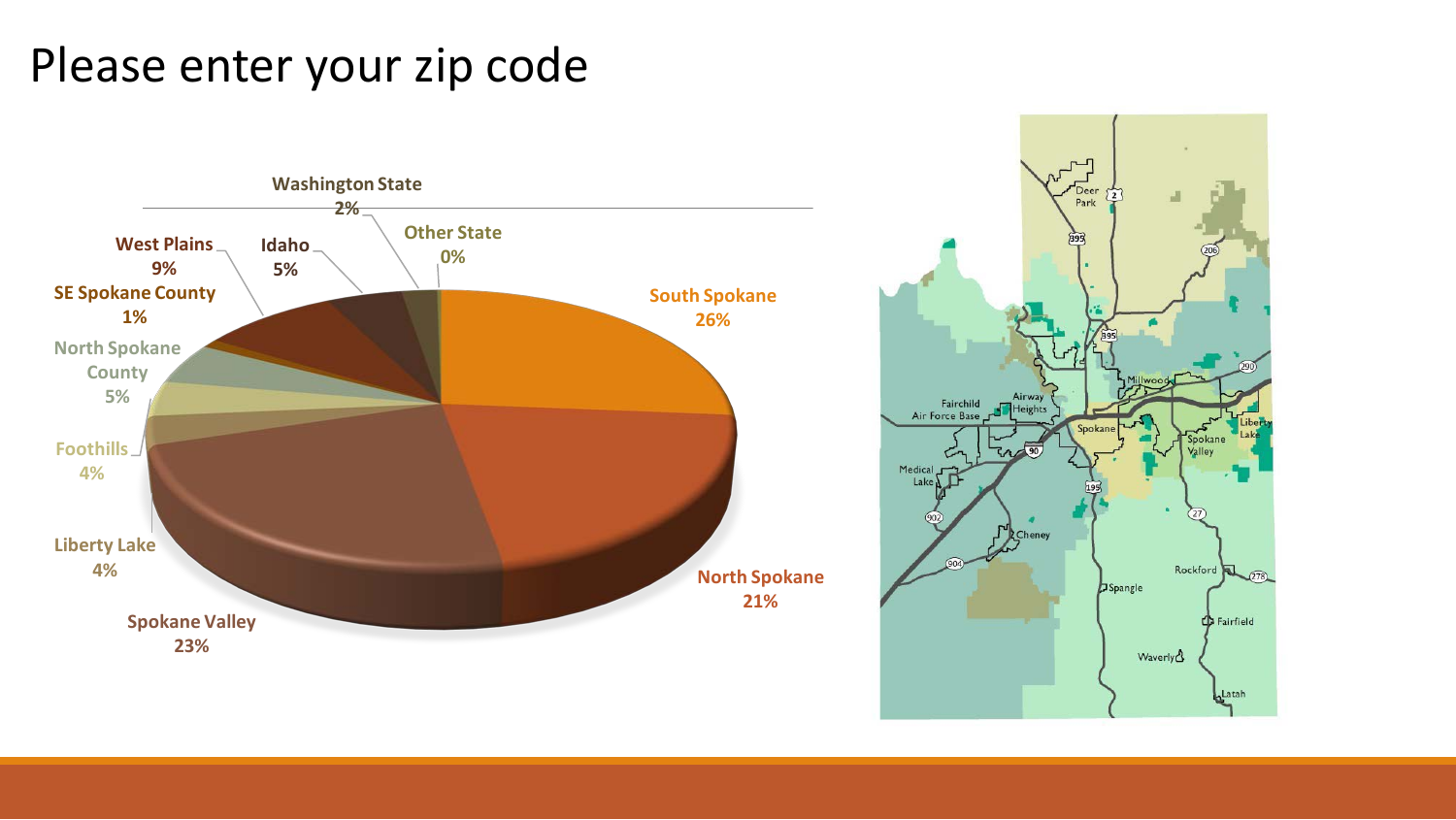# Please enter your zip code

| Area | Percentage |
|---|---|
| Washington State | 2% |
| Other State | 0% |
| South Spokane | 26% |
| North Spokane | 21% |
| Spokane Valley | 23% |
| Liberty Lake | 4% |
| Foothills | 4% |
| North Spokane County | 5% |
| SE Spokane County | 1% |
| West Plains | 9% |
| Idaho | 5% |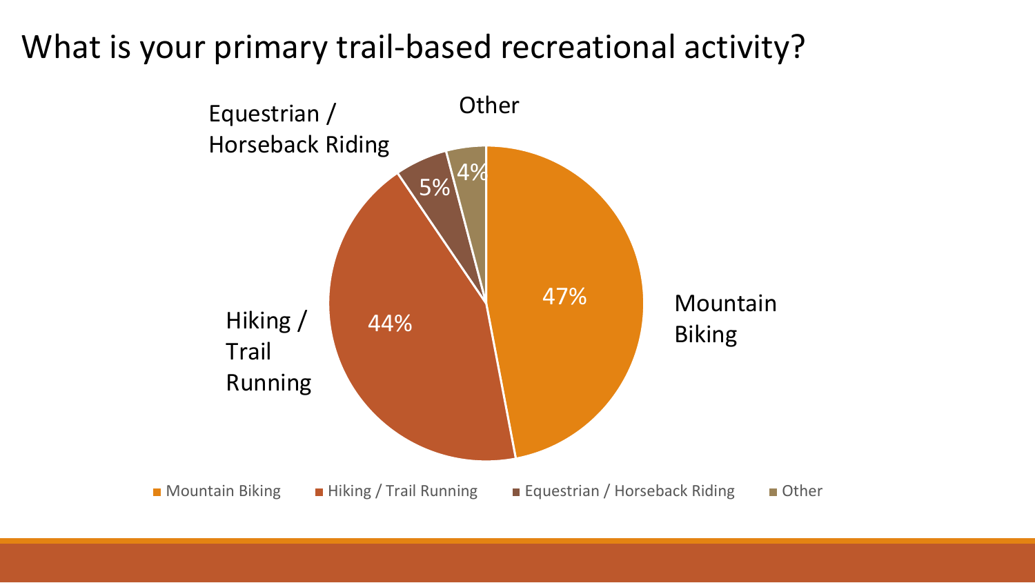# What is your primary trail-based recreational activity?

| Activity | Percentage |
| --- | --- |
| Mountain Biking | 47% |
| Hiking / Trail Running | 44% |
| Equestrian / Horseback Riding | 5% |
| Other | 4% |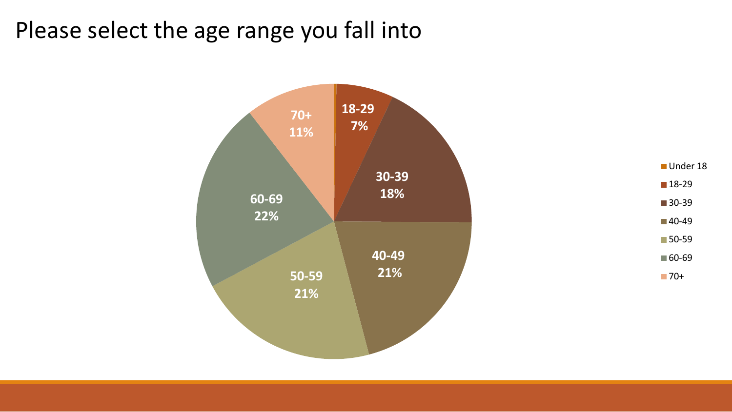# Please select the age range you fall into

| Age range | Percentage |
| --- | --- |
| Under 18 | |
| 18-29 | 7% |
| 30-39 | 18% |
| 40-49 | 21% |
| 50-59 | 21% |
| 60-69 | 22% |
| 70+ | 11% |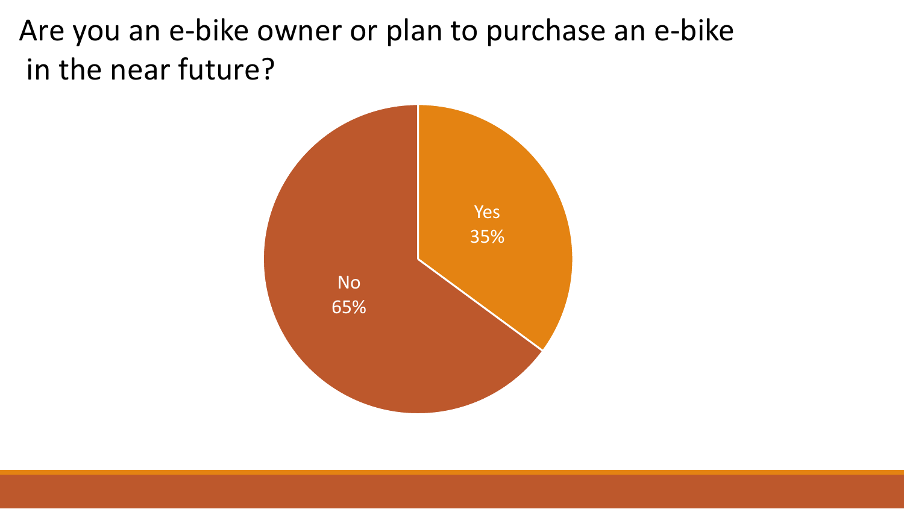# Are you an e-bike owner or plan to purchase an e-bike in the near future?

Yes
35%

No
65%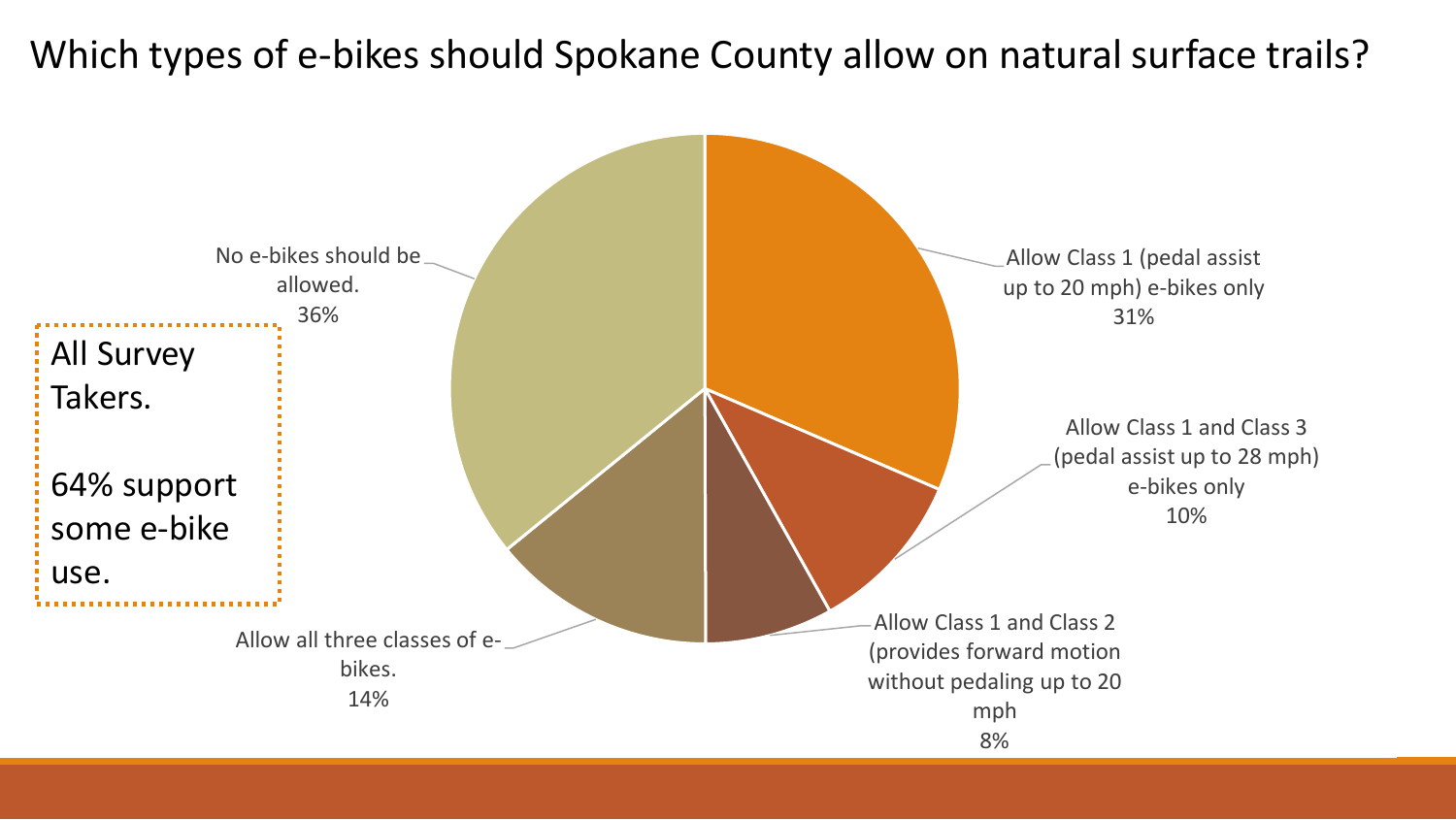# Which types of e-bikes should Spokane County allow on natural surface trails?

All Survey Takers.

64% support some e-bike use.

| Response | Percentage |
| --- | --- |
| No e-bikes should be allowed. | 36% |
| Allow Class 1 (pedal assist up to 20 mph) e-bikes only | 31% |
| Allow Class 1 and Class 3 (pedal assist up to 28 mph) e-bikes only | 10% |
| Allow Class 1 and Class 2 (provides forward motion without pedaling up to 20 mph | 8% |
| Allow all three classes of e-bikes. | 14% |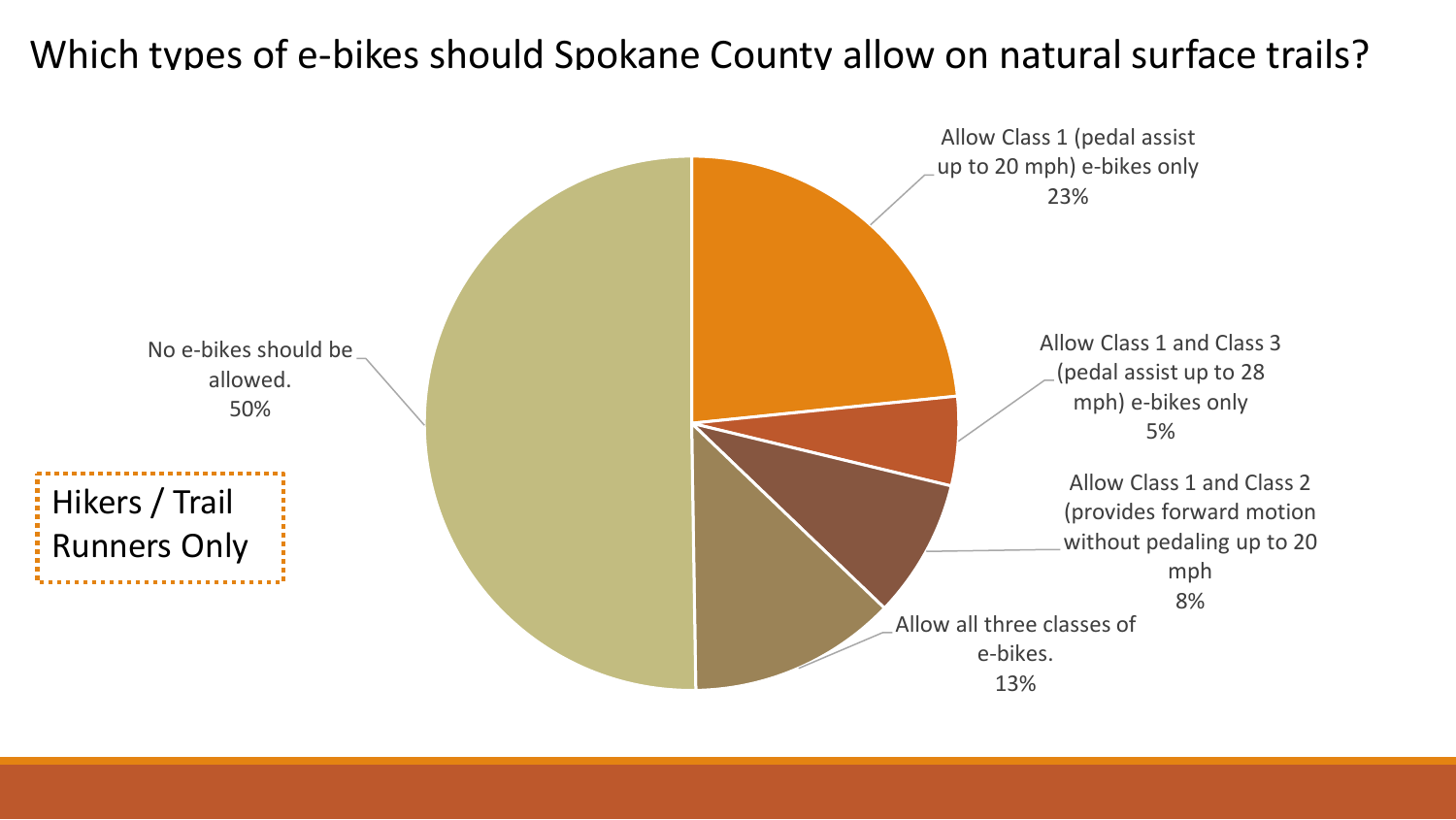# Which types of e-bikes should Spokane County allow on natural surface trails?

Hikers / Trail Runners Only

- Allow Class 1 (pedal assist up to 20 mph) e-bikes only: 23%
- Allow Class 1 and Class 3 (pedal assist up to 28 mph) e-bikes only: 5%
- Allow Class 1 and Class 2 (provides forward motion without pedaling up to 20 mph: 8%
- Allow all three classes of e-bikes.: 13%
- No e-bikes should be allowed.: 50%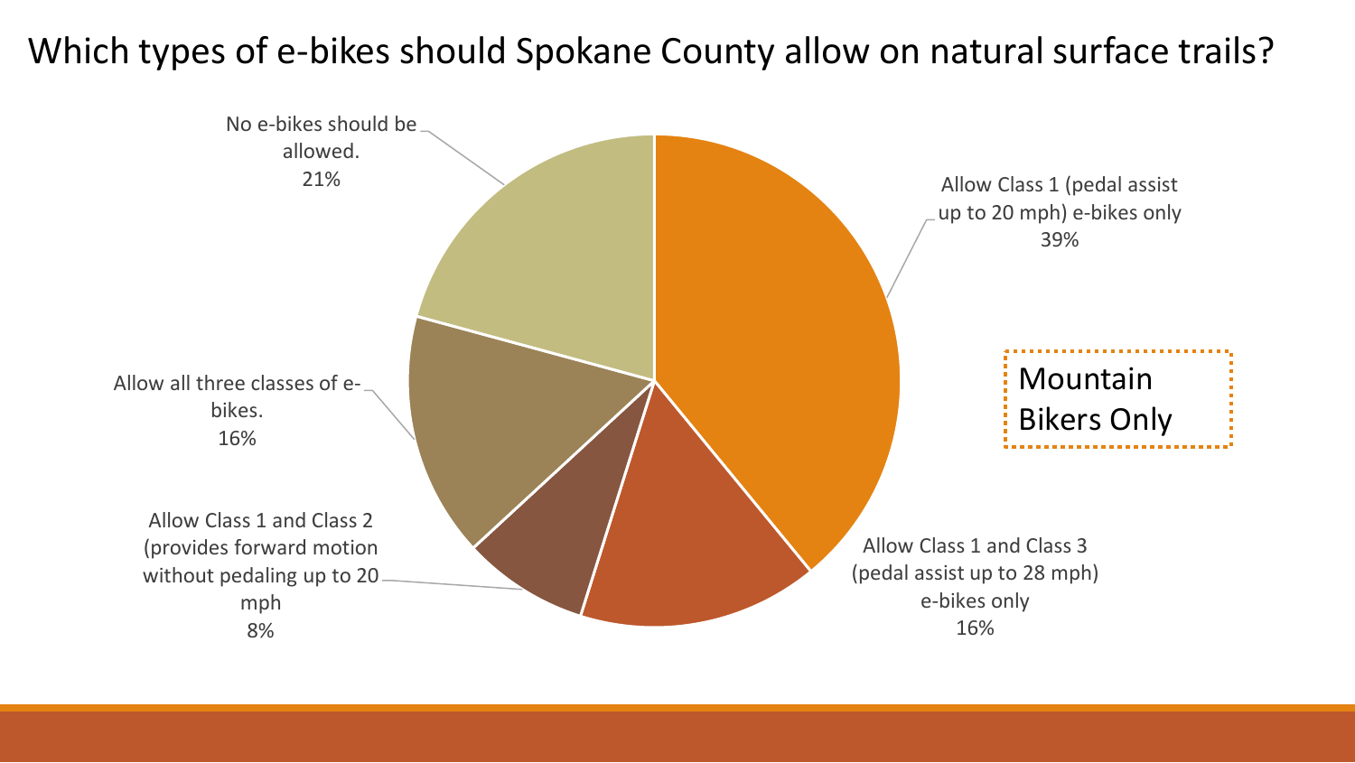# Which types of e-bikes should Spokane County allow on natural surface trails?

Mountain Bikers Only

- Allow Class 1 (pedal assist up to 20 mph) e-bikes only: 39%
- Allow Class 1 and Class 3 (pedal assist up to 28 mph) e-bikes only: 16%
- Allow Class 1 and Class 2 (provides forward motion without pedaling up to 20 mph: 8%
- Allow all three classes of e-bikes.: 16%
- No e-bikes should be allowed.: 21%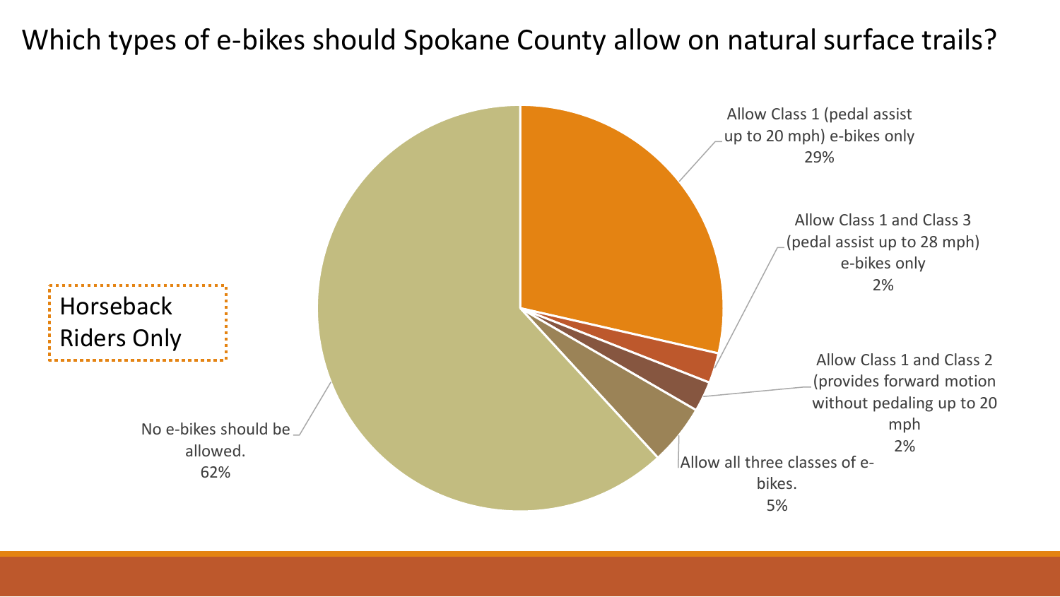# Which types of e-bikes should Spokane County allow on natural surface trails?

Horseback Riders Only

- Allow Class 1 (pedal assist up to 20 mph) e-bikes only: 29%
- Allow Class 1 and Class 3 (pedal assist up to 28 mph) e-bikes only: 2%
- Allow Class 1 and Class 2 (provides forward motion without pedaling up to 20 mph: 2%
- Allow all three classes of e-bikes.: 5%
- No e-bikes should be allowed.: 62%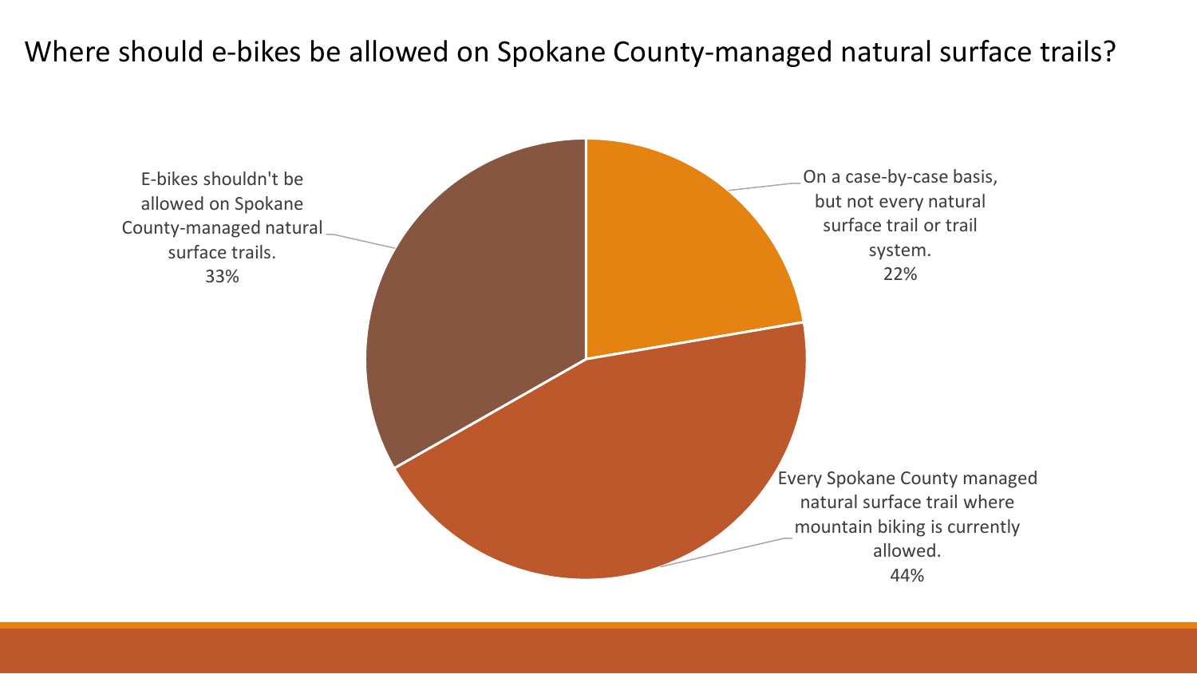# Where should e-bikes be allowed on Spokane County-managed natural surface trails?

- On a case-by-case basis, but not every natural surface trail or trail system. 22%
- Every Spokane County managed natural surface trail where mountain biking is currently allowed. 44%
- E-bikes shouldn't be allowed on Spokane County-managed natural surface trails. 33%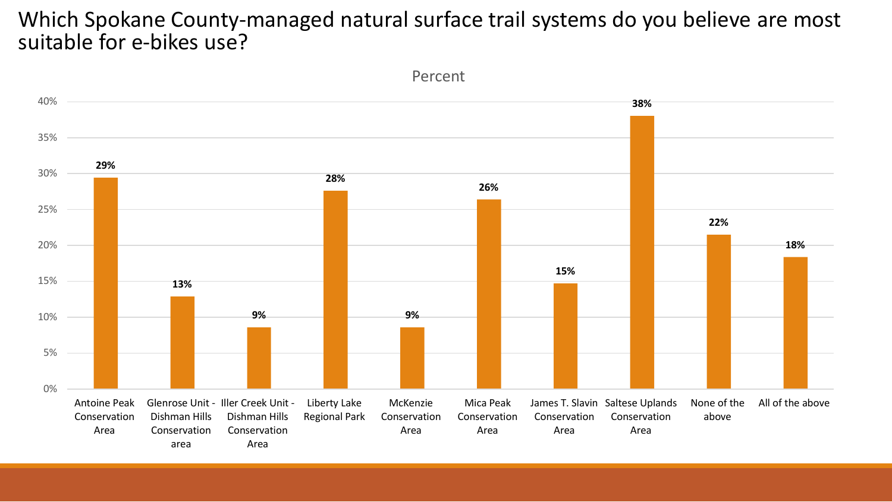# Which Spokane County-managed natural surface trail systems do you believe are most suitable for e-bikes use?

Percent

| Trail System | Percent |
|---|---|
| Antoine Peak Conservation Area | 29% |
| Glenrose Unit - Dishman Hills Conservation area | 13% |
| Iller Creek Unit - Dishman Hills Conservation Area | 9% |
| Liberty Lake Regional Park | 28% |
| McKenzie Conservation Area | 9% |
| Mica Peak Conservation Area | 26% |
| James T. Slavin Conservation Area | 15% |
| Saltese Uplands Conservation Area | 38% |
| None of the above | 22% |
| All of the above | 18% |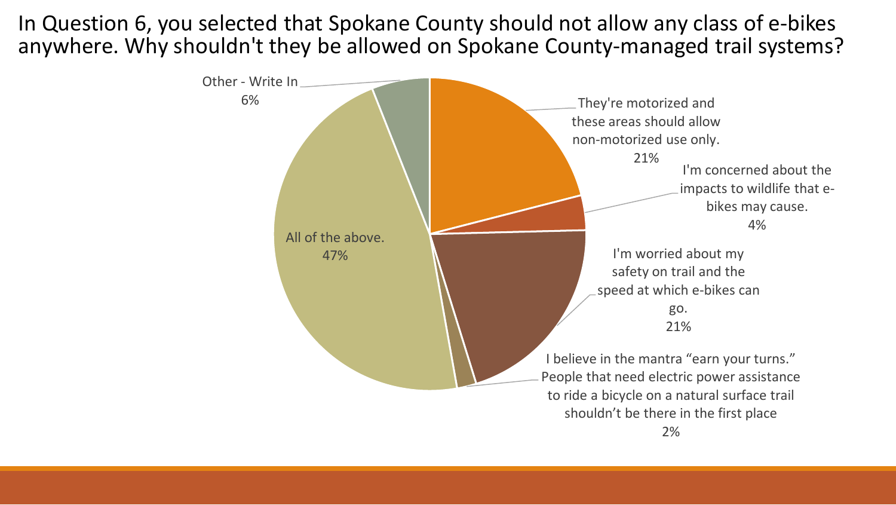# In Question 6, you selected that Spokane County should not allow any class of e-bikes anywhere. Why shouldn't they be allowed on Spokane County-managed trail systems?

| Response | Percentage |
| --- | --- |
| They're motorized and these areas should allow non-motorized use only. | 21% |
| I'm concerned about the impacts to wildlife that e-bikes may cause. | 4% |
| I'm worried about my safety on trail and the speed at which e-bikes can go. | 21% |
| I believe in the mantra "earn your turns." People that need electric power assistance to ride a bicycle on a natural surface trail shouldn't be there in the first place | 2% |
| All of the above. | 47% |
| Other - Write In | 6% |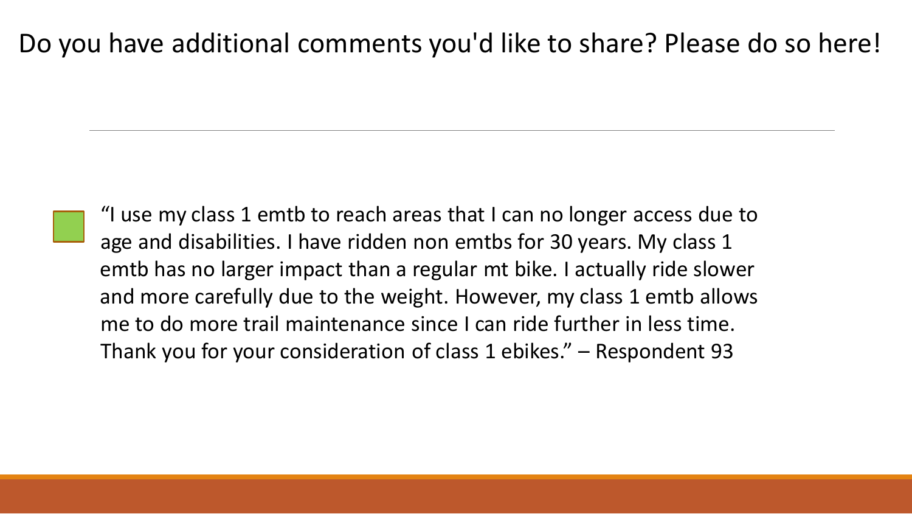# Do you have additional comments you'd like to share? Please do so here!

- "I use my class 1 emtb to reach areas that I can no longer access due to age and disabilities. I have ridden non emtbs for 30 years. My class 1 emtb has no larger impact than a regular mt bike. I actually ride slower and more carefully due to the weight. However, my class 1 emtb allows me to do more trail maintenance since I can ride further in less time. Thank you for your consideration of class 1 ebikes." – Respondent 93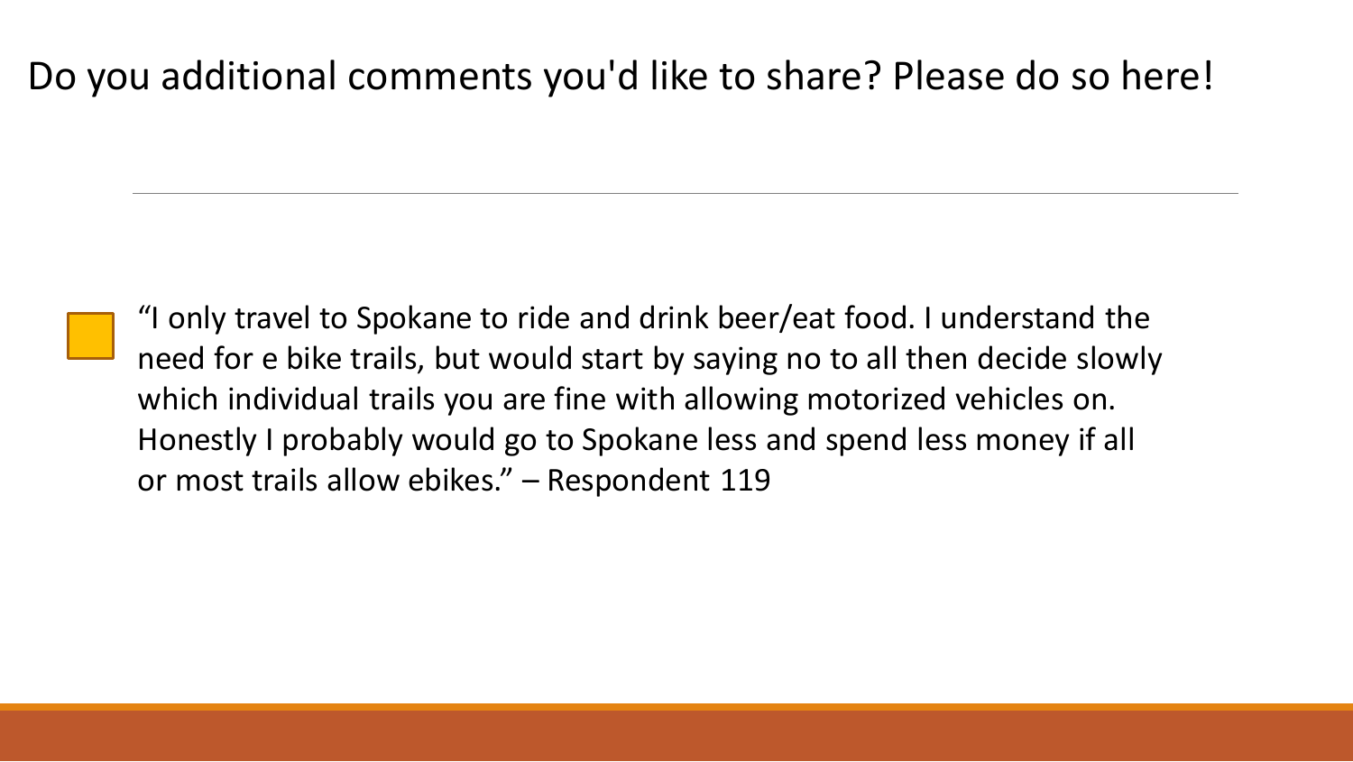# Do you additional comments you'd like to share? Please do so here!

- "I only travel to Spokane to ride and drink beer/eat food. I understand the need for e bike trails, but would start by saying no to all then decide slowly which individual trails you are fine with allowing motorized vehicles on. Honestly I probably would go to Spokane less and spend less money if all or most trails allow ebikes." – Respondent 119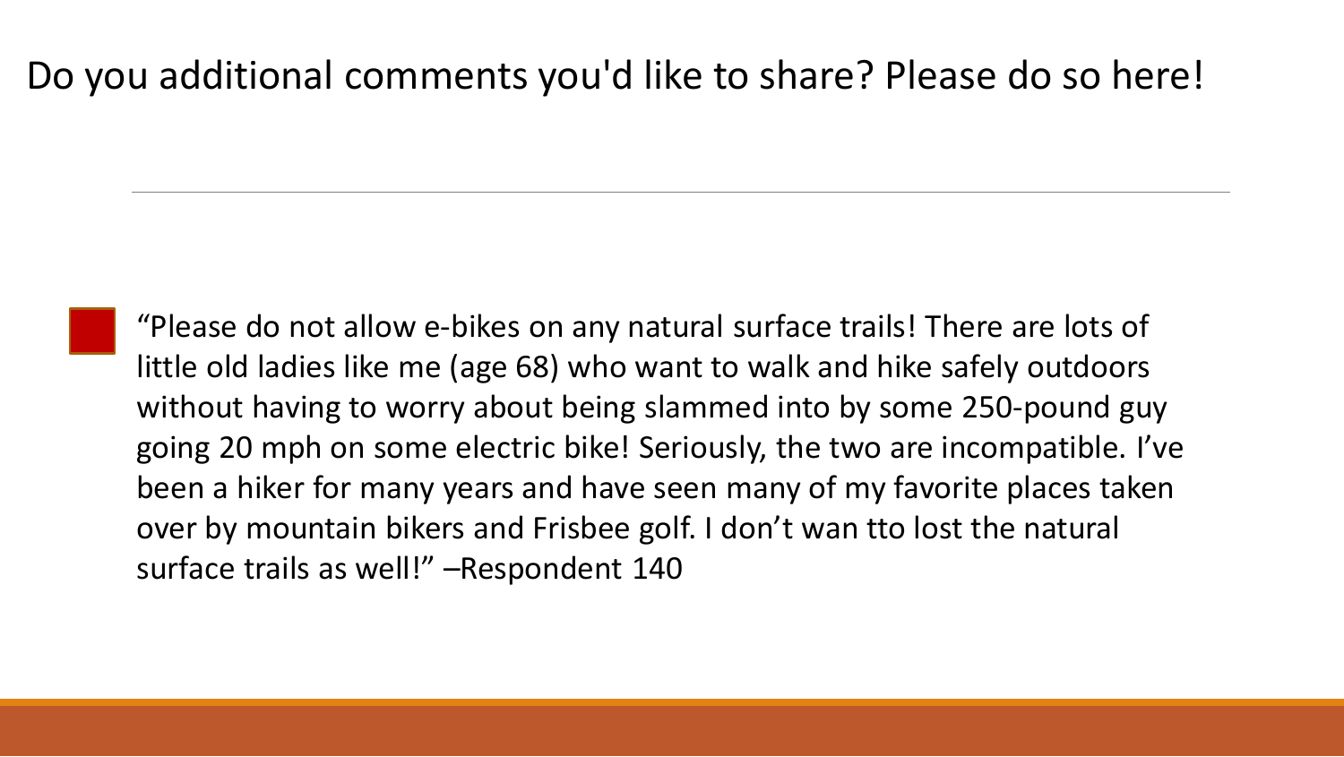# Do you additional comments you'd like to share? Please do so here!

- "Please do not allow e-bikes on any natural surface trails! There are lots of little old ladies like me (age 68) who want to walk and hike safely outdoors without having to worry about being slammed into by some 250-pound guy going 20 mph on some electric bike! Seriously, the two are incompatible. I've been a hiker for many years and have seen many of my favorite places taken over by mountain bikers and Frisbee golf. I don't wan tto lost the natural surface trails as well!" –Respondent 140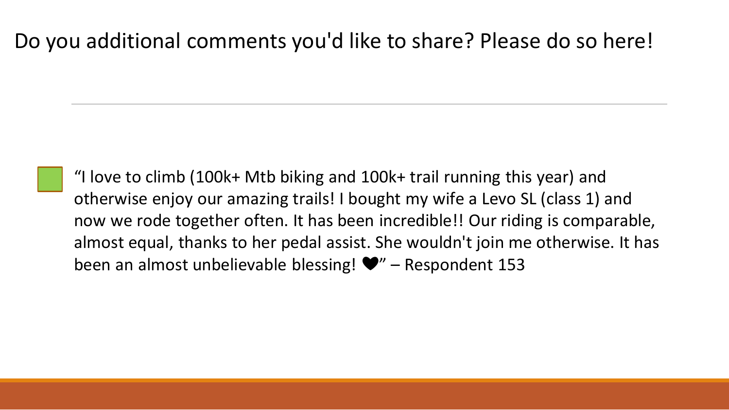# Do you additional comments you'd like to share? Please do so here!

- "I love to climb (100k+ Mtb biking and 100k+ trail running this year) and otherwise enjoy our amazing trails! I bought my wife a Levo SL (class 1) and now we rode together often. It has been incredible!! Our riding is comparable, almost equal, thanks to her pedal assist. She wouldn't join me otherwise. It has been an almost unbelievable blessing! ❤" – Respondent 153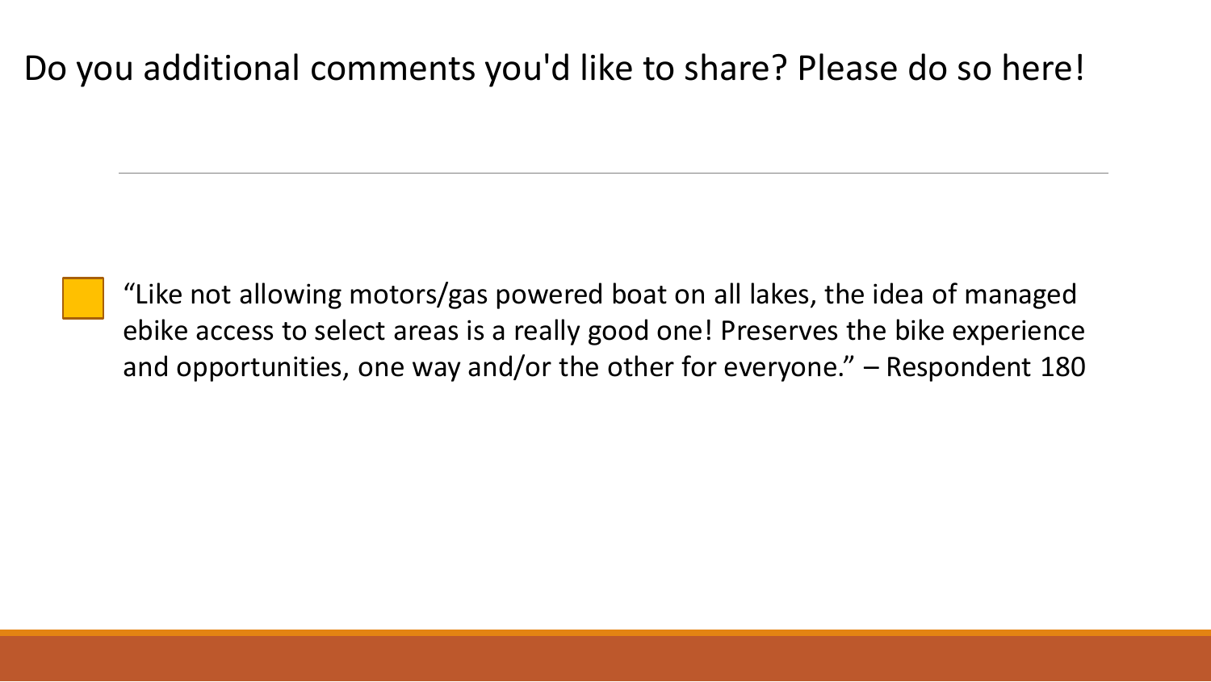# Do you additional comments you'd like to share? Please do so here!

- "Like not allowing motors/gas powered boat on all lakes, the idea of managed ebike access to select areas is a really good one! Preserves the bike experience and opportunities, one way and/or the other for everyone." – Respondent 180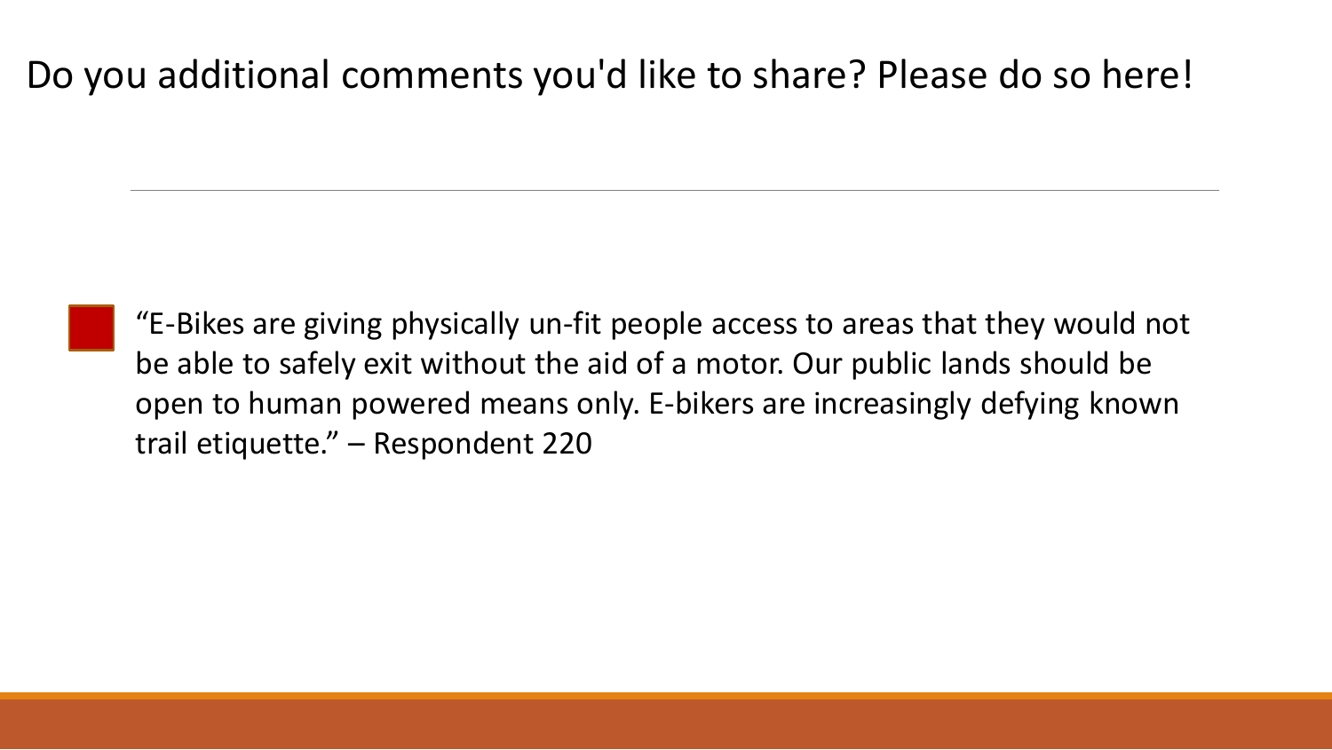# Do you additional comments you'd like to share? Please do so here!

- "E-Bikes are giving physically un-fit people access to areas that they would not be able to safely exit without the aid of a motor. Our public lands should be open to human powered means only. E-bikers are increasingly defying known trail etiquette." – Respondent 220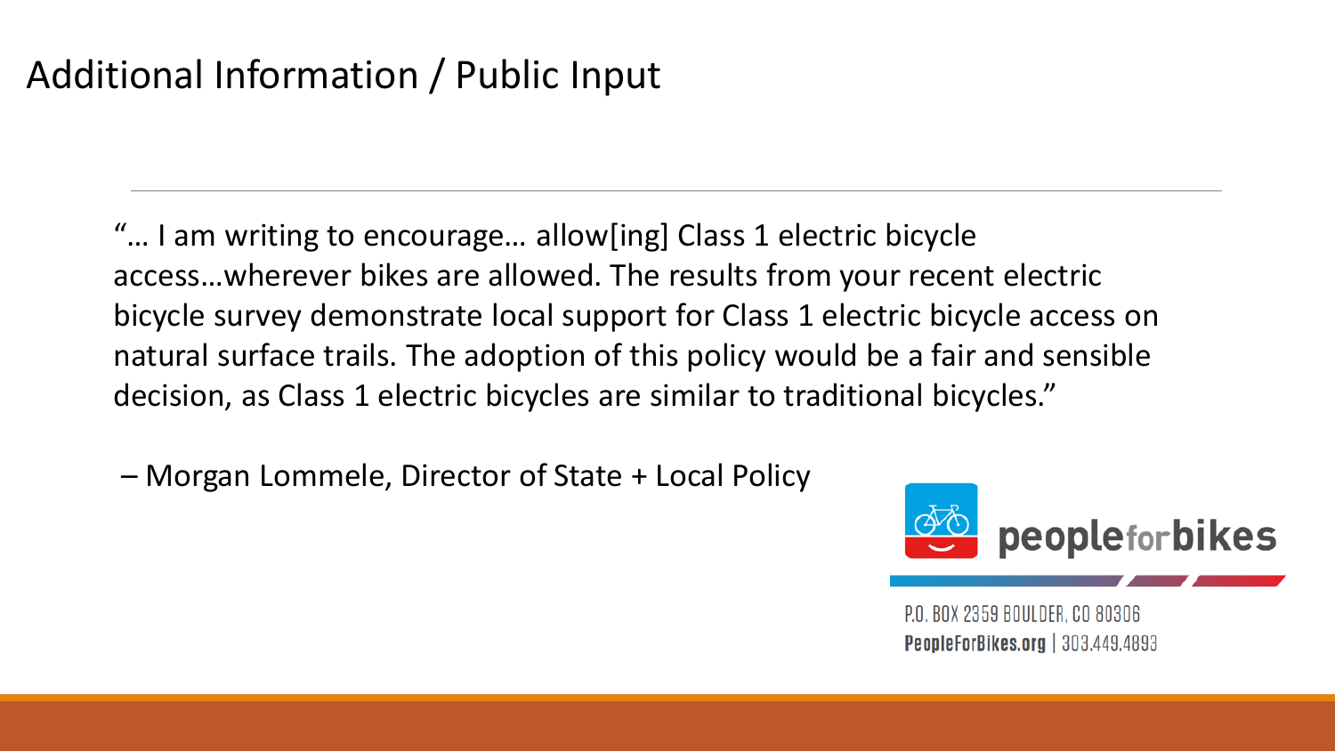# Additional Information / Public Input

"… I am writing to encourage… allow[ing] Class 1 electric bicycle access…wherever bikes are allowed. The results from your recent electric bicycle survey demonstrate local support for Class 1 electric bicycle access on natural surface trails. The adoption of this policy would be a fair and sensible decision, as Class 1 electric bicycles are similar to traditional bicycles."

– Morgan Lommele, Director of State + Local Policy

peopleforbikes

P.O. BOX 2359 BOULDER, CO 80306
**PeopleForBikes.org** | 303.449.4893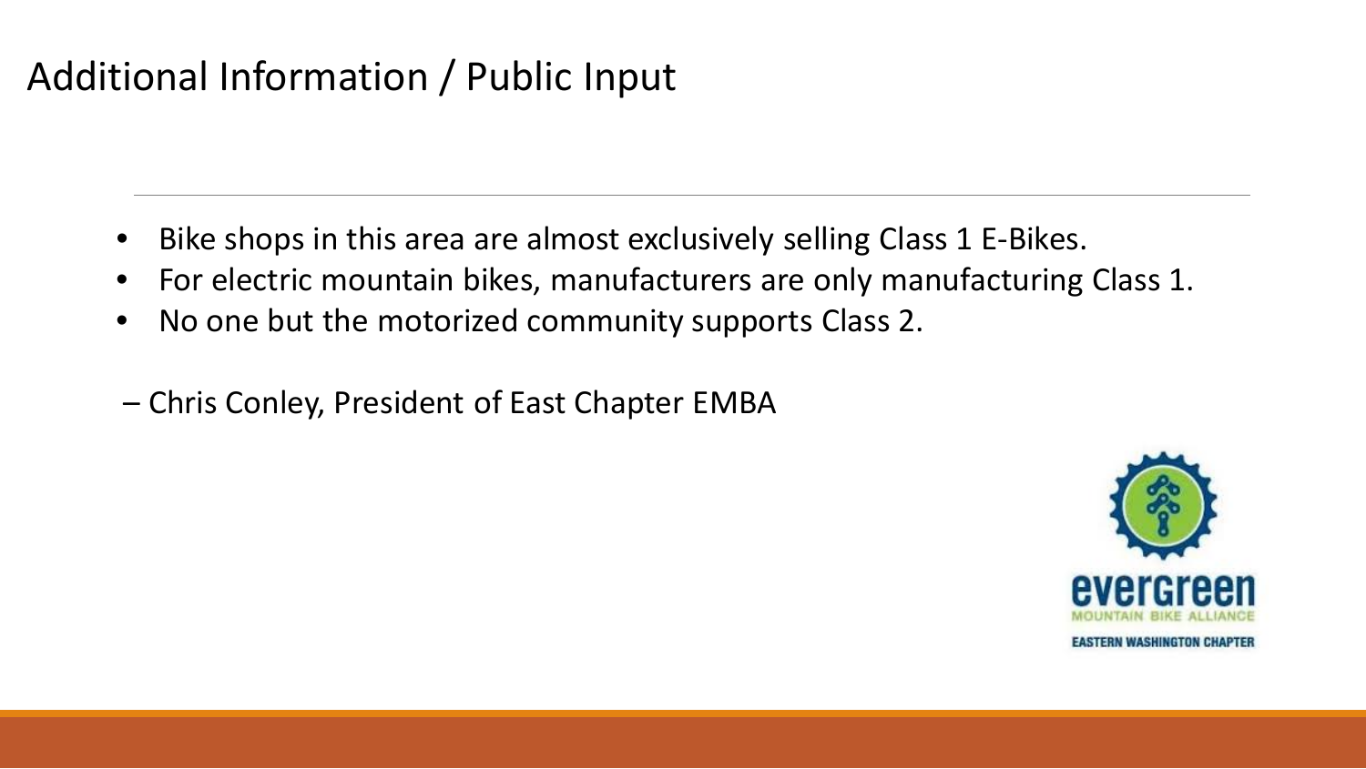# Additional Information / Public Input

- Bike shops in this area are almost exclusively selling Class 1 E-Bikes.
- For electric mountain bikes, manufacturers are only manufacturing Class 1.
- No one but the motorized community supports Class 2.

– Chris Conley, President of East Chapter EMBA

evergreen
MOUNTAIN BIKE ALLIANCE
EASTERN WASHINGTON CHAPTER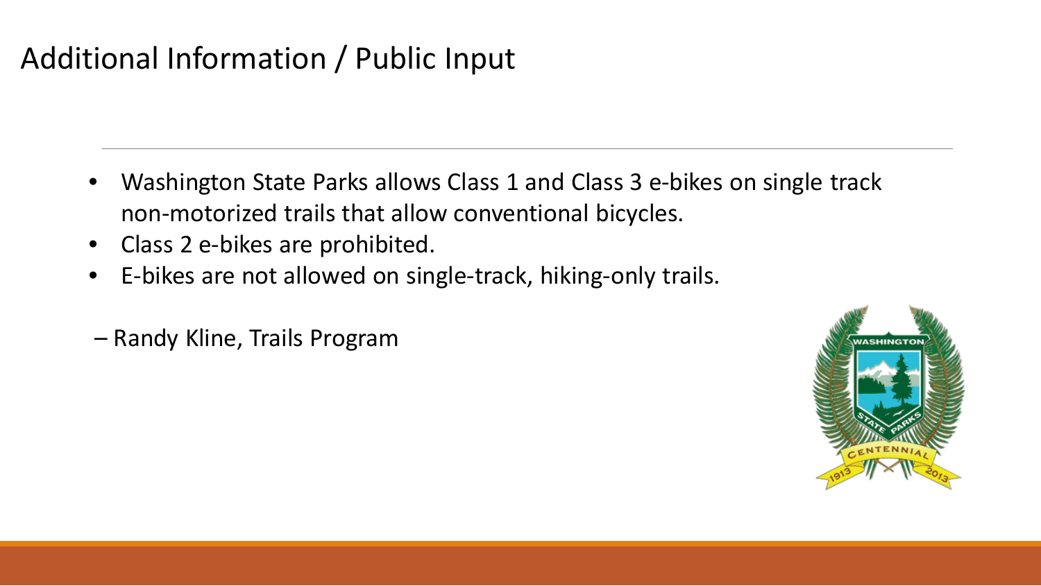# Additional Information / Public Input

- Washington State Parks allows Class 1 and Class 3 e-bikes on single track non-motorized trails that allow conventional bicycles.
- Class 2 e-bikes are prohibited.
- E-bikes are not allowed on single-track, hiking-only trails.

– Randy Kline, Trails Program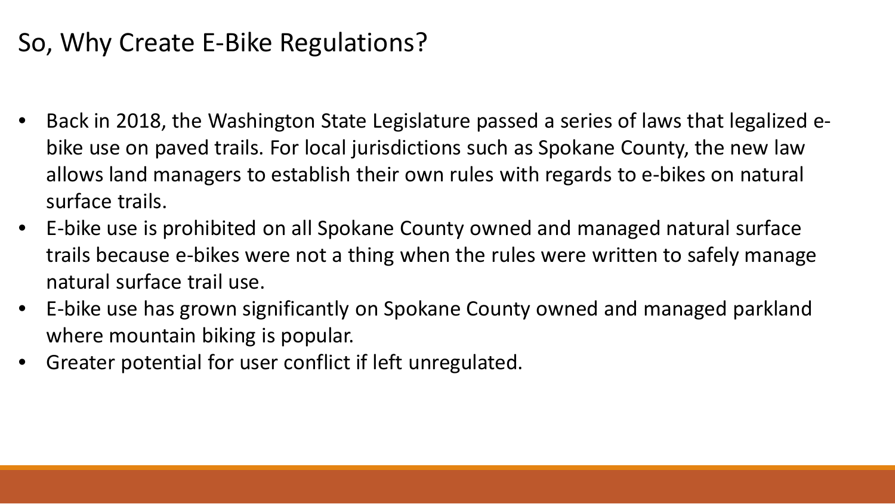# So, Why Create E-Bike Regulations?

- Back in 2018, the Washington State Legislature passed a series of laws that legalized e-bike use on paved trails. For local jurisdictions such as Spokane County, the new law allows land managers to establish their own rules with regards to e-bikes on natural surface trails.
- E-bike use is prohibited on all Spokane County owned and managed natural surface trails because e-bikes were not a thing when the rules were written to safely manage natural surface trail use.
- E-bike use has grown significantly on Spokane County owned and managed parkland where mountain biking is popular.
- Greater potential for user conflict if left unregulated.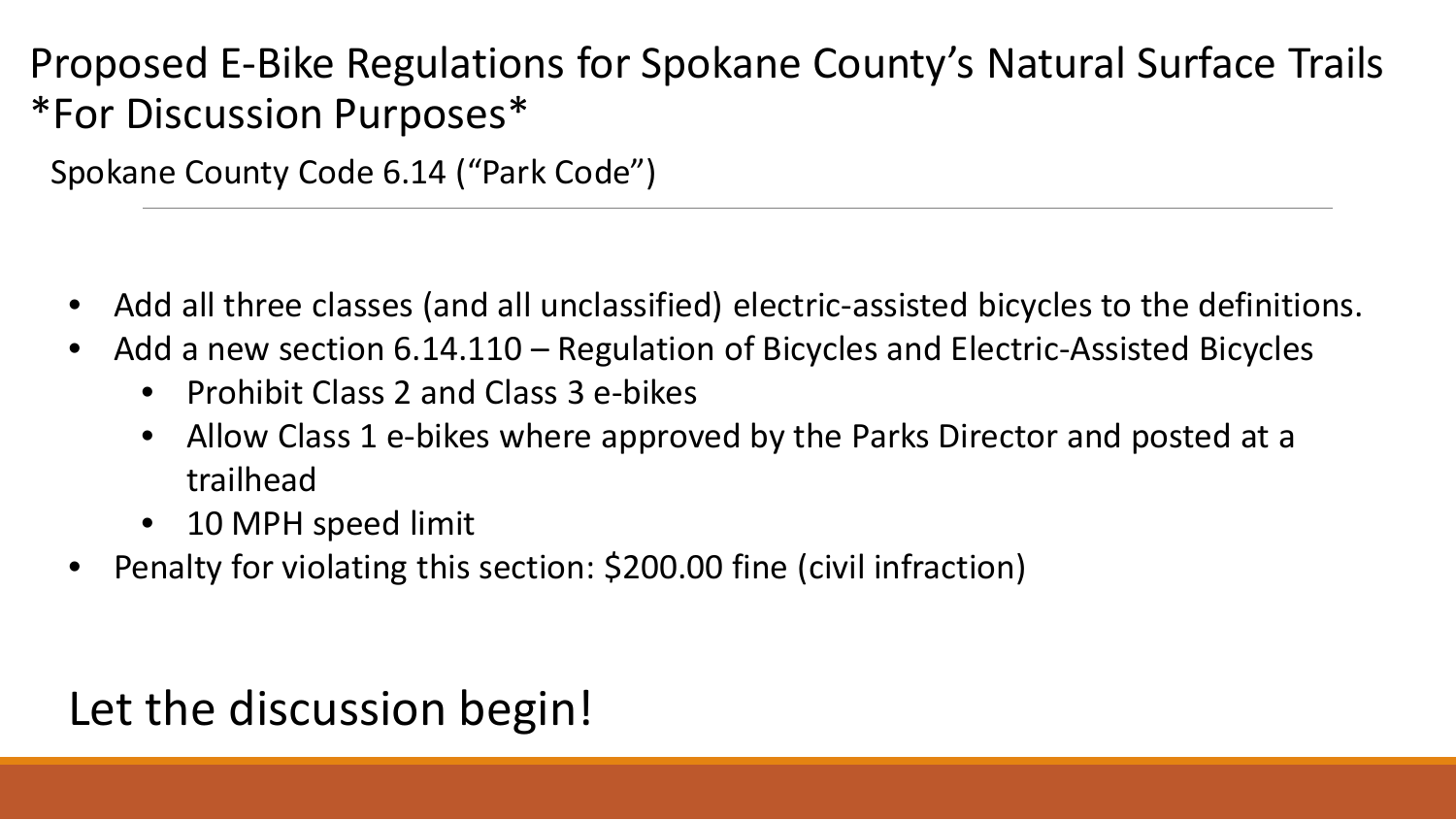# Proposed E-Bike Regulations for Spokane County's Natural Surface Trails
# *For Discussion Purposes*

Spokane County Code 6.14 ("Park Code")

- Add all three classes (and all unclassified) electric-assisted bicycles to the definitions.
- Add a new section 6.14.110 – Regulation of Bicycles and Electric-Assisted Bicycles
  - Prohibit Class 2 and Class 3 e-bikes
  - Allow Class 1 e-bikes where approved by the Parks Director and posted at a trailhead
  - 10 MPH speed limit
- Penalty for violating this section: $200.00 fine (civil infraction)

## Let the discussion begin!